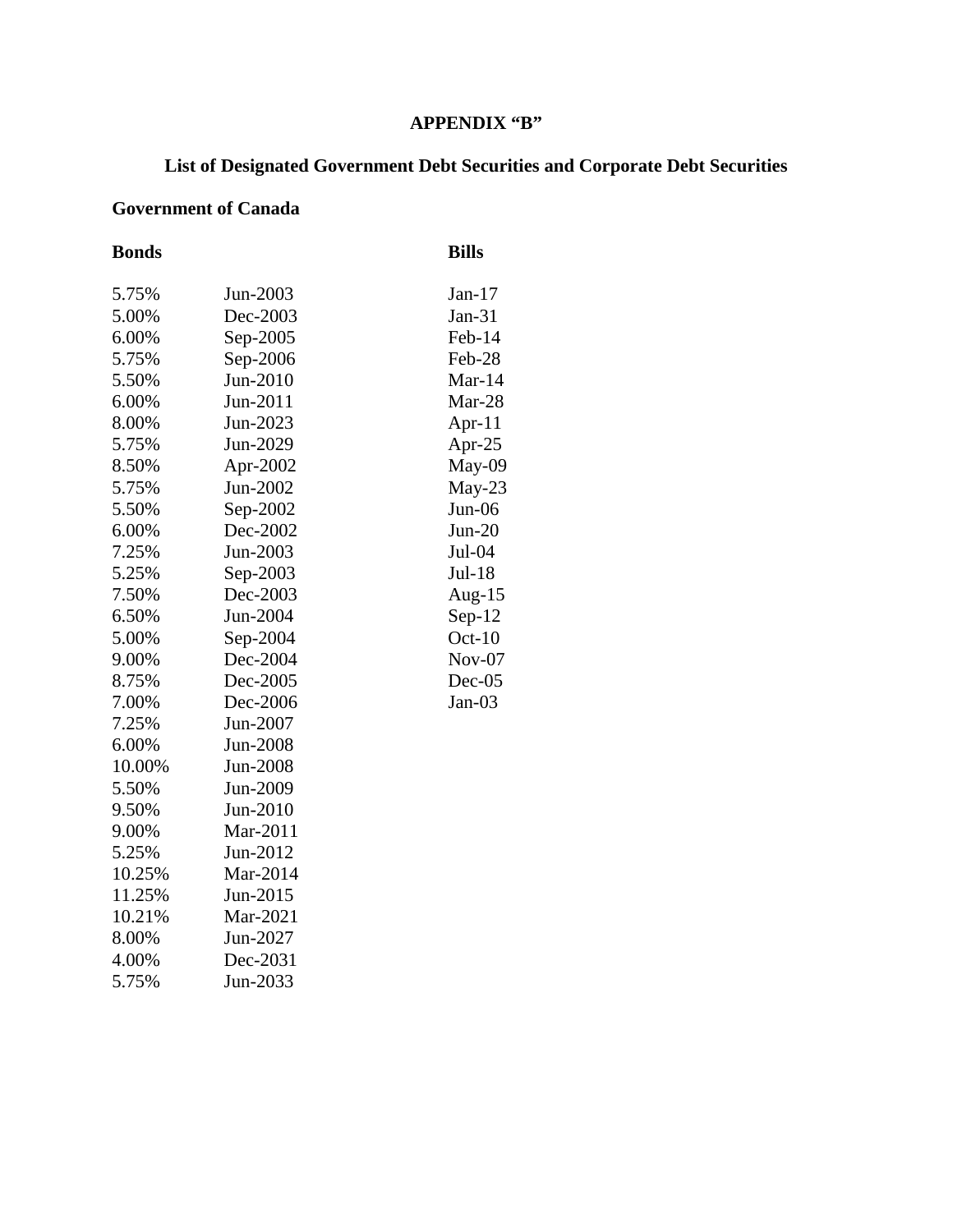# APPENDIX “B”

## List of Designated Government Debt Securities and Corporate Debt Securities

### Government of Canada

| Bonds | | Bills |
|---|---|---|
| 5.75% | Jun-2003 | Jan-17 |
| 5.00% | Dec-2003 | Jan-31 |
| 6.00% | Sep-2005 | Feb-14 |
| 5.75% | Sep-2006 | Feb-28 |
| 5.50% | Jun-2010 | Mar-14 |
| 6.00% | Jun-2011 | Mar-28 |
| 8.00% | Jun-2023 | Apr-11 |
| 5.75% | Jun-2029 | Apr-25 |
| 8.50% | Apr-2002 | May-09 |
| 5.75% | Jun-2002 | May-23 |
| 5.50% | Sep-2002 | Jun-06 |
| 6.00% | Dec-2002 | Jun-20 |
| 7.25% | Jun-2003 | Jul-04 |
| 5.25% | Sep-2003 | Jul-18 |
| 7.50% | Dec-2003 | Aug-15 |
| 6.50% | Jun-2004 | Sep-12 |
| 5.00% | Sep-2004 | Oct-10 |
| 9.00% | Dec-2004 | Nov-07 |
| 8.75% | Dec-2005 | Dec-05 |
| 7.00% | Dec-2006 | Jan-03 |
| 7.25% | Jun-2007 | |
| 6.00% | Jun-2008 | |
| 10.00% | Jun-2008 | |
| 5.50% | Jun-2009 | |
| 9.50% | Jun-2010 | |
| 9.00% | Mar-2011 | |
| 5.25% | Jun-2012 | |
| 10.25% | Mar-2014 | |
| 11.25% | Jun-2015 | |
| 10.21% | Mar-2021 | |
| 8.00% | Jun-2027 | |
| 4.00% | Dec-2031 | |
| 5.75% | Jun-2033 | |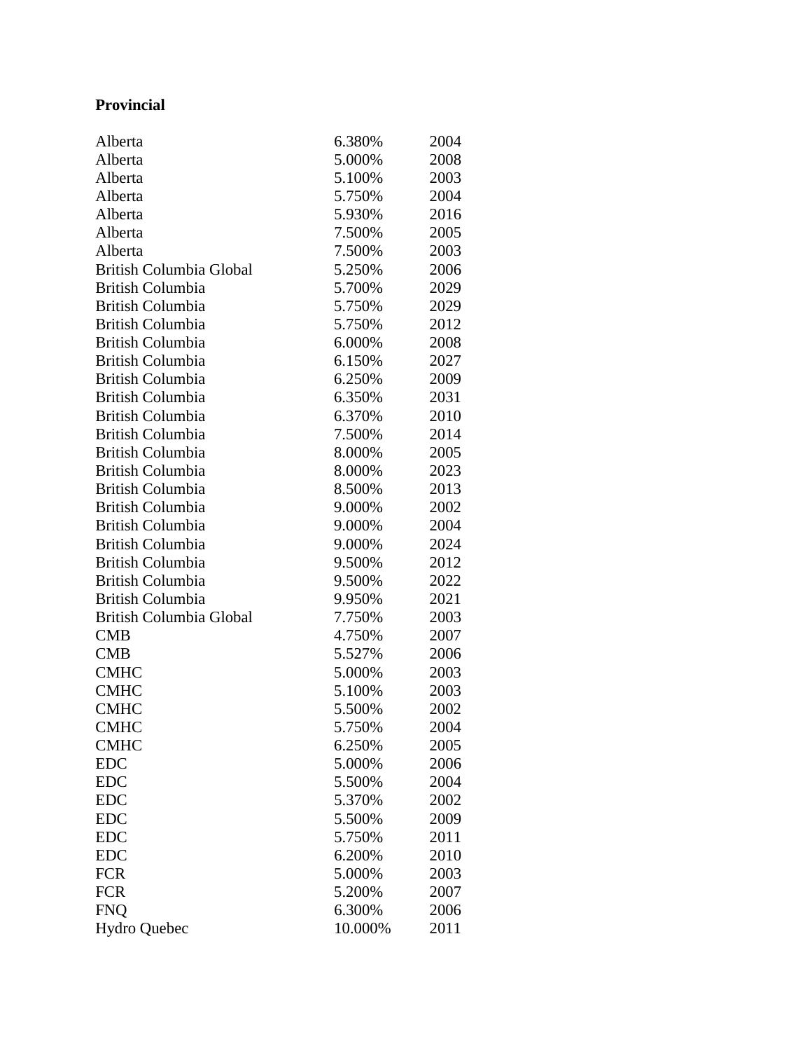**Provincial**

| | | |
|---|---|---|
| Alberta | 6.380% | 2004 |
| Alberta | 5.000% | 2008 |
| Alberta | 5.100% | 2003 |
| Alberta | 5.750% | 2004 |
| Alberta | 5.930% | 2016 |
| Alberta | 7.500% | 2005 |
| Alberta | 7.500% | 2003 |
| British Columbia Global | 5.250% | 2006 |
| British Columbia | 5.700% | 2029 |
| British Columbia | 5.750% | 2029 |
| British Columbia | 5.750% | 2012 |
| British Columbia | 6.000% | 2008 |
| British Columbia | 6.150% | 2027 |
| British Columbia | 6.250% | 2009 |
| British Columbia | 6.350% | 2031 |
| British Columbia | 6.370% | 2010 |
| British Columbia | 7.500% | 2014 |
| British Columbia | 8.000% | 2005 |
| British Columbia | 8.000% | 2023 |
| British Columbia | 8.500% | 2013 |
| British Columbia | 9.000% | 2002 |
| British Columbia | 9.000% | 2004 |
| British Columbia | 9.000% | 2024 |
| British Columbia | 9.500% | 2012 |
| British Columbia | 9.500% | 2022 |
| British Columbia | 9.950% | 2021 |
| British Columbia Global | 7.750% | 2003 |
| CMB | 4.750% | 2007 |
| CMB | 5.527% | 2006 |
| CMHC | 5.000% | 2003 |
| CMHC | 5.100% | 2003 |
| CMHC | 5.500% | 2002 |
| CMHC | 5.750% | 2004 |
| CMHC | 6.250% | 2005 |
| EDC | 5.000% | 2006 |
| EDC | 5.500% | 2004 |
| EDC | 5.370% | 2002 |
| EDC | 5.500% | 2009 |
| EDC | 5.750% | 2011 |
| EDC | 6.200% | 2010 |
| FCR | 5.000% | 2003 |
| FCR | 5.200% | 2007 |
| FNQ | 6.300% | 2006 |
| Hydro Quebec | 10.000% | 2011 |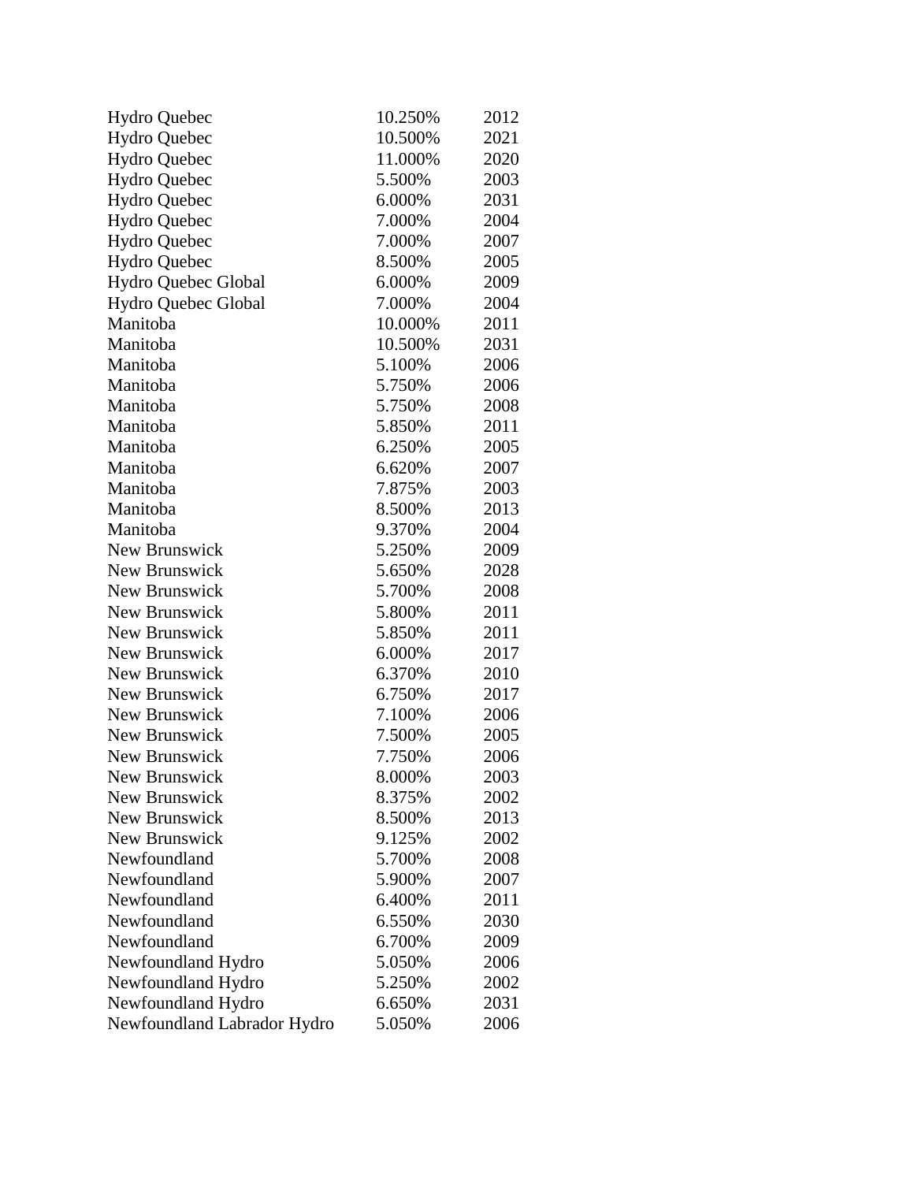| | | |
|---|---|---|
| Hydro Quebec | 10.250% | 2012 |
| Hydro Quebec | 10.500% | 2021 |
| Hydro Quebec | 11.000% | 2020 |
| Hydro Quebec | 5.500% | 2003 |
| Hydro Quebec | 6.000% | 2031 |
| Hydro Quebec | 7.000% | 2004 |
| Hydro Quebec | 7.000% | 2007 |
| Hydro Quebec | 8.500% | 2005 |
| Hydro Quebec Global | 6.000% | 2009 |
| Hydro Quebec Global | 7.000% | 2004 |
| Manitoba | 10.000% | 2011 |
| Manitoba | 10.500% | 2031 |
| Manitoba | 5.100% | 2006 |
| Manitoba | 5.750% | 2006 |
| Manitoba | 5.750% | 2008 |
| Manitoba | 5.850% | 2011 |
| Manitoba | 6.250% | 2005 |
| Manitoba | 6.620% | 2007 |
| Manitoba | 7.875% | 2003 |
| Manitoba | 8.500% | 2013 |
| Manitoba | 9.370% | 2004 |
| New Brunswick | 5.250% | 2009 |
| New Brunswick | 5.650% | 2028 |
| New Brunswick | 5.700% | 2008 |
| New Brunswick | 5.800% | 2011 |
| New Brunswick | 5.850% | 2011 |
| New Brunswick | 6.000% | 2017 |
| New Brunswick | 6.370% | 2010 |
| New Brunswick | 6.750% | 2017 |
| New Brunswick | 7.100% | 2006 |
| New Brunswick | 7.500% | 2005 |
| New Brunswick | 7.750% | 2006 |
| New Brunswick | 8.000% | 2003 |
| New Brunswick | 8.375% | 2002 |
| New Brunswick | 8.500% | 2013 |
| New Brunswick | 9.125% | 2002 |
| Newfoundland | 5.700% | 2008 |
| Newfoundland | 5.900% | 2007 |
| Newfoundland | 6.400% | 2011 |
| Newfoundland | 6.550% | 2030 |
| Newfoundland | 6.700% | 2009 |
| Newfoundland Hydro | 5.050% | 2006 |
| Newfoundland Hydro | 5.250% | 2002 |
| Newfoundland Hydro | 6.650% | 2031 |
| Newfoundland Labrador Hydro | 5.050% | 2006 |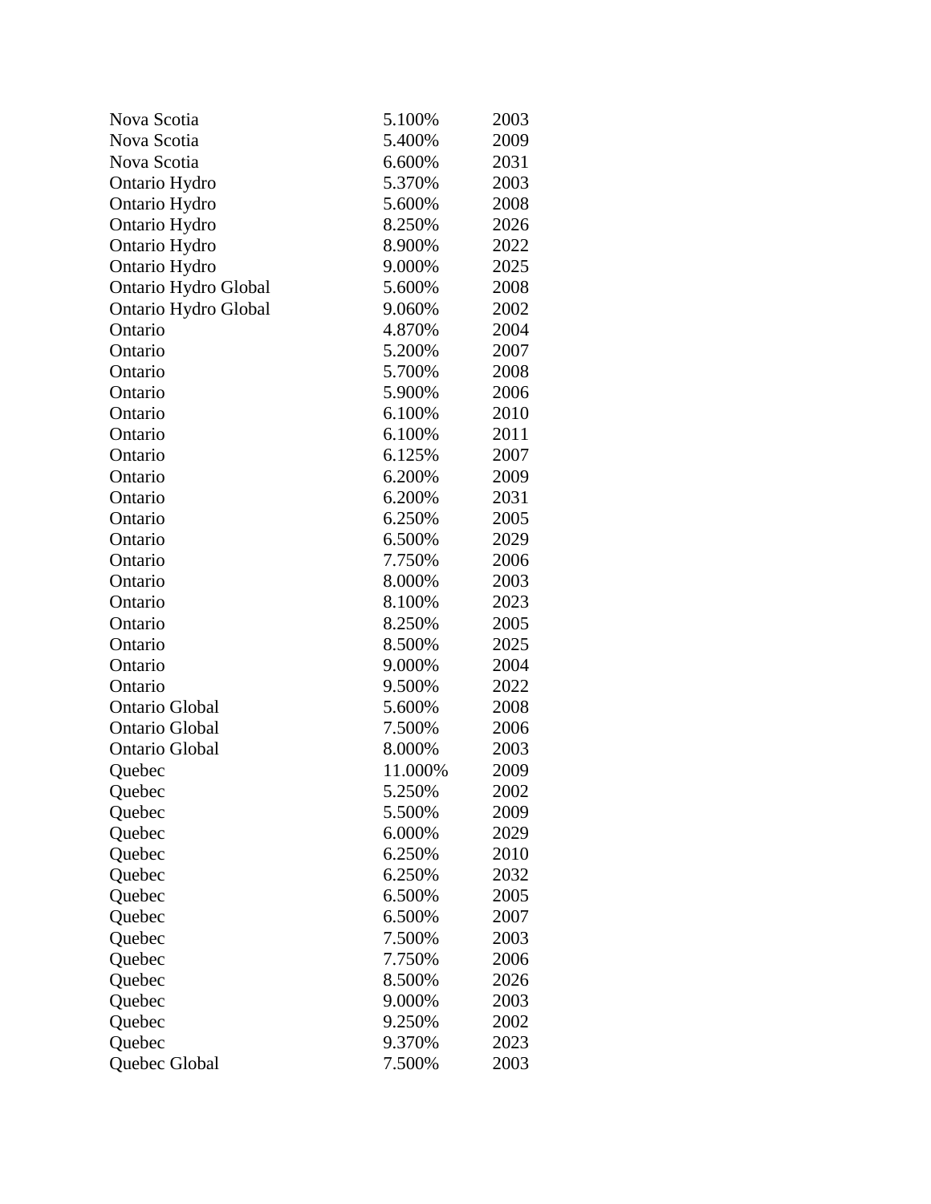| | | |
|---|---|---|
| Nova Scotia | 5.100% | 2003 |
| Nova Scotia | 5.400% | 2009 |
| Nova Scotia | 6.600% | 2031 |
| Ontario Hydro | 5.370% | 2003 |
| Ontario Hydro | 5.600% | 2008 |
| Ontario Hydro | 8.250% | 2026 |
| Ontario Hydro | 8.900% | 2022 |
| Ontario Hydro | 9.000% | 2025 |
| Ontario Hydro Global | 5.600% | 2008 |
| Ontario Hydro Global | 9.060% | 2002 |
| Ontario | 4.870% | 2004 |
| Ontario | 5.200% | 2007 |
| Ontario | 5.700% | 2008 |
| Ontario | 5.900% | 2006 |
| Ontario | 6.100% | 2010 |
| Ontario | 6.100% | 2011 |
| Ontario | 6.125% | 2007 |
| Ontario | 6.200% | 2009 |
| Ontario | 6.200% | 2031 |
| Ontario | 6.250% | 2005 |
| Ontario | 6.500% | 2029 |
| Ontario | 7.750% | 2006 |
| Ontario | 8.000% | 2003 |
| Ontario | 8.100% | 2023 |
| Ontario | 8.250% | 2005 |
| Ontario | 8.500% | 2025 |
| Ontario | 9.000% | 2004 |
| Ontario | 9.500% | 2022 |
| Ontario Global | 5.600% | 2008 |
| Ontario Global | 7.500% | 2006 |
| Ontario Global | 8.000% | 2003 |
| Quebec | 11.000% | 2009 |
| Quebec | 5.250% | 2002 |
| Quebec | 5.500% | 2009 |
| Quebec | 6.000% | 2029 |
| Quebec | 6.250% | 2010 |
| Quebec | 6.250% | 2032 |
| Quebec | 6.500% | 2005 |
| Quebec | 6.500% | 2007 |
| Quebec | 7.500% | 2003 |
| Quebec | 7.750% | 2006 |
| Quebec | 8.500% | 2026 |
| Quebec | 9.000% | 2003 |
| Quebec | 9.250% | 2002 |
| Quebec | 9.370% | 2023 |
| Quebec Global | 7.500% | 2003 |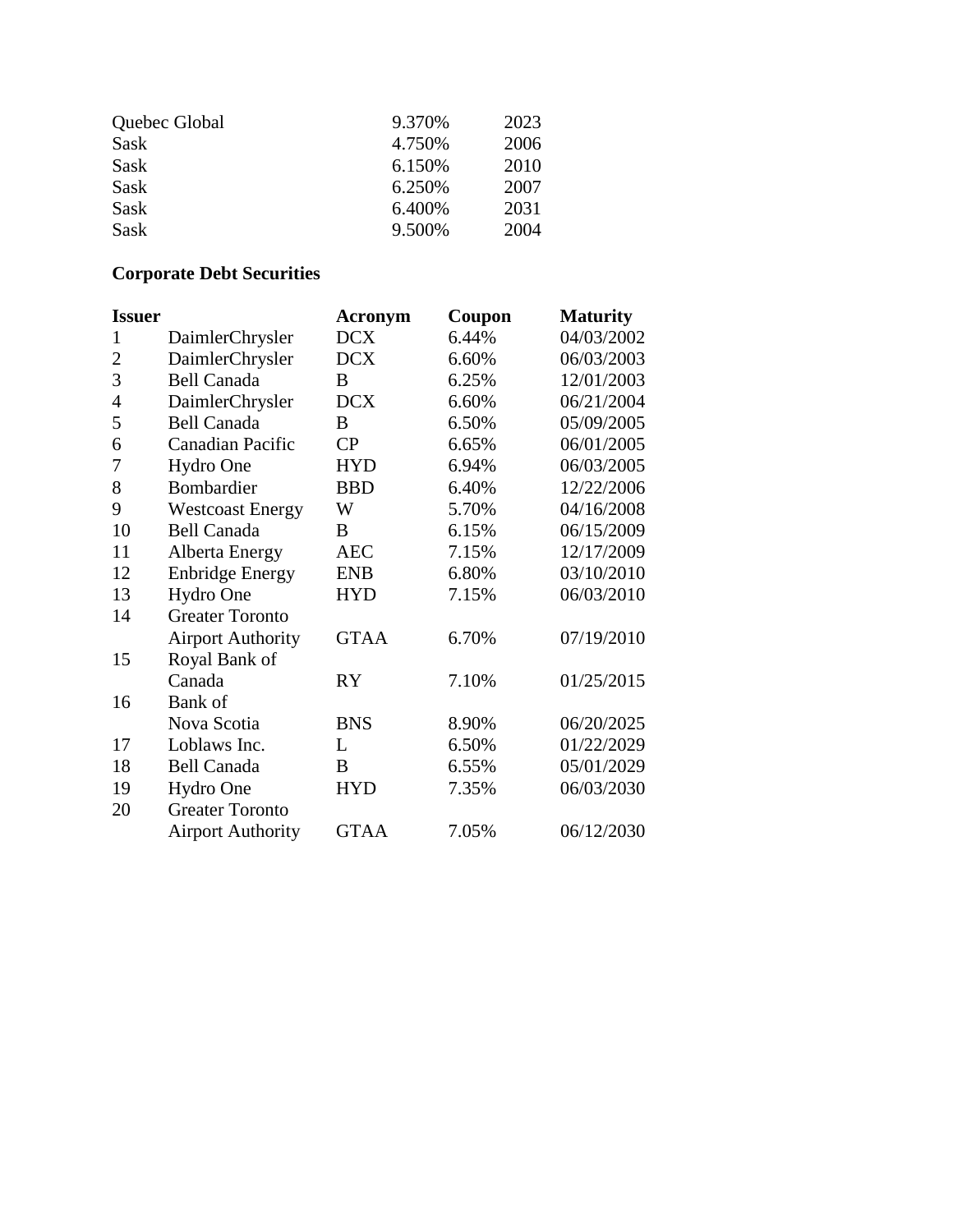| | | |
|---|---|---|
| Quebec Global | 9.370% | 2023 |
| Sask | 4.750% | 2006 |
| Sask | 6.150% | 2010 |
| Sask | 6.250% | 2007 |
| Sask | 6.400% | 2031 |
| Sask | 9.500% | 2004 |

**Corporate Debt Securities**

| Issuer | | Acronym | Coupon | Maturity |
|---|---|---|---|---|
| 1 | DaimlerChrysler | DCX | 6.44% | 04/03/2002 |
| 2 | DaimlerChrysler | DCX | 6.60% | 06/03/2003 |
| 3 | Bell Canada | B | 6.25% | 12/01/2003 |
| 4 | DaimlerChrysler | DCX | 6.60% | 06/21/2004 |
| 5 | Bell Canada | B | 6.50% | 05/09/2005 |
| 6 | Canadian Pacific | CP | 6.65% | 06/01/2005 |
| 7 | Hydro One | HYD | 6.94% | 06/03/2005 |
| 8 | Bombardier | BBD | 6.40% | 12/22/2006 |
| 9 | Westcoast Energy | W | 5.70% | 04/16/2008 |
| 10 | Bell Canada | B | 6.15% | 06/15/2009 |
| 11 | Alberta Energy | AEC | 7.15% | 12/17/2009 |
| 12 | Enbridge Energy | ENB | 6.80% | 03/10/2010 |
| 13 | Hydro One | HYD | 7.15% | 06/03/2010 |
| 14 | Greater Toronto Airport Authority | GTAA | 6.70% | 07/19/2010 |
| 15 | Royal Bank of Canada | RY | 7.10% | 01/25/2015 |
| 16 | Bank of Nova Scotia | BNS | 8.90% | 06/20/2025 |
| 17 | Loblaws Inc. | L | 6.50% | 01/22/2029 |
| 18 | Bell Canada | B | 6.55% | 05/01/2029 |
| 19 | Hydro One | HYD | 7.35% | 06/03/2030 |
| 20 | Greater Toronto Airport Authority | GTAA | 7.05% | 06/12/2030 |